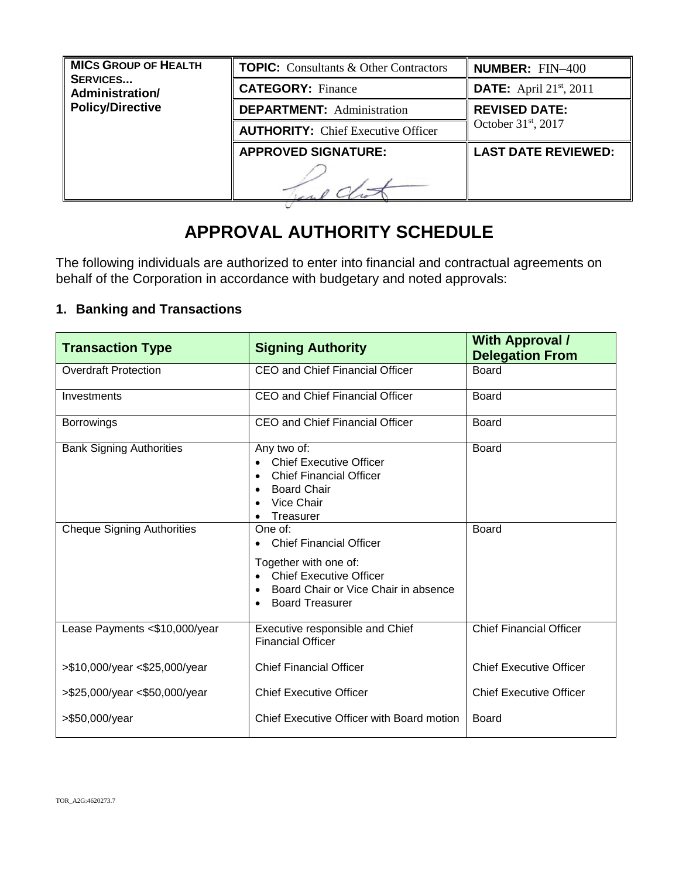| MICS GROUP OF HEALTH SERVICES... Administration/ Policy/Directive | TOPIC: Consultants & Other Contractors | NUMBER: FIN–400 |
|---|---|---|
| | CATEGORY: Finance | DATE: April 21st, 2011 |
| | DEPARTMENT: Administration | REVISED DATE: October 31st, 2017 |
| | AUTHORITY: Chief Executive Officer | |
| | APPROVED SIGNATURE: | LAST DATE REVIEWED: |

# APPROVAL AUTHORITY SCHEDULE

The following individuals are authorized to enter into financial and contractual agreements on behalf of the Corporation in accordance with budgetary and noted approvals:

## 1. Banking and Transactions

| Transaction Type | Signing Authority | With Approval / Delegation From |
|---|---|---|
| Overdraft Protection | CEO and Chief Financial Officer | Board |
| Investments | CEO and Chief Financial Officer | Board |
| Borrowings | CEO and Chief Financial Officer | Board |
| Bank Signing Authorities | Any two of: • Chief Executive Officer • Chief Financial Officer • Board Chair • Vice Chair • Treasurer | Board |
| Cheque Signing Authorities | One of: • Chief Financial Officer Together with one of: • Chief Executive Officer • Board Chair or Vice Chair in absence • Board Treasurer | Board |
| Lease Payments <$10,000/year | Executive responsible and Chief Financial Officer | Chief Financial Officer |
| >$10,000/year <$25,000/year | Chief Financial Officer | Chief Executive Officer |
| >$25,000/year <$50,000/year | Chief Executive Officer | Chief Executive Officer |
| >$50,000/year | Chief Executive Officer with Board motion | Board |

TOR_A2G:4620273.7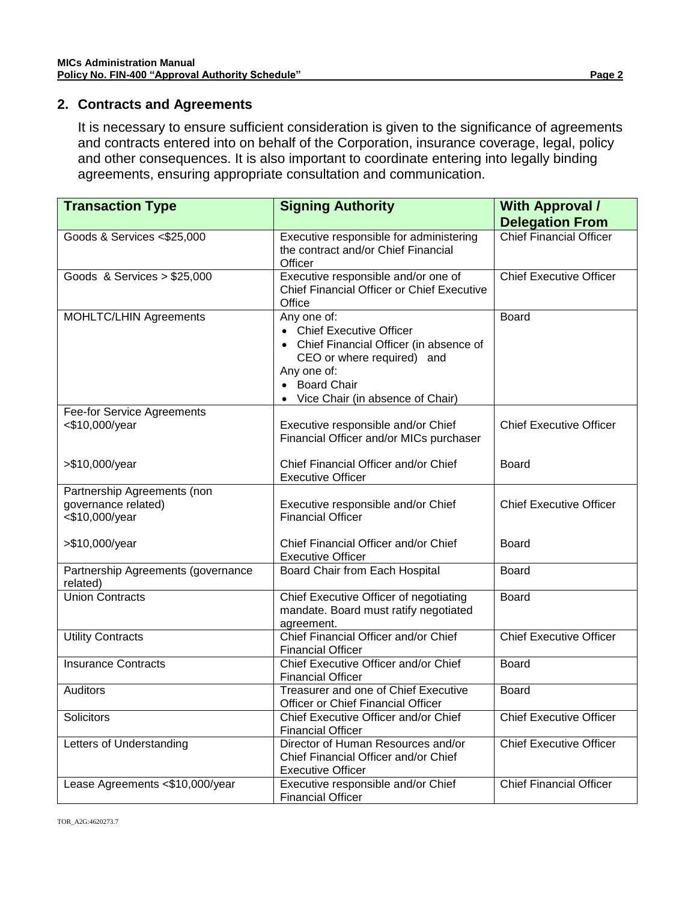## 2. Contracts and Agreements

It is necessary to ensure sufficient consideration is given to the significance of agreements and contracts entered into on behalf of the Corporation, insurance coverage, legal, policy and other consequences. It is also important to coordinate entering into legally binding agreements, ensuring appropriate consultation and communication.

| Transaction Type | Signing Authority | With Approval / Delegation From |
|---|---|---|
| Goods & Services <$25,000 | Executive responsible for administering the contract and/or Chief Financial Officer | Chief Financial Officer |
| Goods & Services > $25,000 | Executive responsible and/or one of Chief Financial Officer or Chief Executive Office | Chief Executive Officer |
| MOHLTC/LHIN Agreements | Any one of:<br>• Chief Executive Officer<br>• Chief Financial Officer (in absence of CEO or where required) and<br>Any one of:<br>• Board Chair<br>• Vice Chair (in absence of Chair) | Board |
| Fee-for Service Agreements<br><$10,000/year<br><br>>$10,000/year | <br>Executive responsible and/or Chief Financial Officer and/or MICs purchaser<br><br>Chief Financial Officer and/or Chief Executive Officer | <br>Chief Executive Officer<br><br>Board |
| Partnership Agreements (non governance related)<br><$10,000/year<br><br>>$10,000/year | <br>Executive responsible and/or Chief Financial Officer<br><br>Chief Financial Officer and/or Chief Executive Officer | <br>Chief Executive Officer<br><br>Board |
| Partnership Agreements (governance related) | Board Chair from Each Hospital | Board |
| Union Contracts | Chief Executive Officer of negotiating mandate. Board must ratify negotiated agreement. | Board |
| Utility Contracts | Chief Financial Officer and/or Chief Financial Officer | Chief Executive Officer |
| Insurance Contracts | Chief Executive Officer and/or Chief Financial Officer | Board |
| Auditors | Treasurer and one of Chief Executive Officer or Chief Financial Officer | Board |
| Solicitors | Chief Executive Officer and/or Chief Financial Officer | Chief Executive Officer |
| Letters of Understanding | Director of Human Resources and/or Chief Financial Officer and/or Chief Executive Officer | Chief Executive Officer |
| Lease Agreements <$10,000/year | Executive responsible and/or Chief Financial Officer | Chief Financial Officer |

TOR_A2G:4620273.7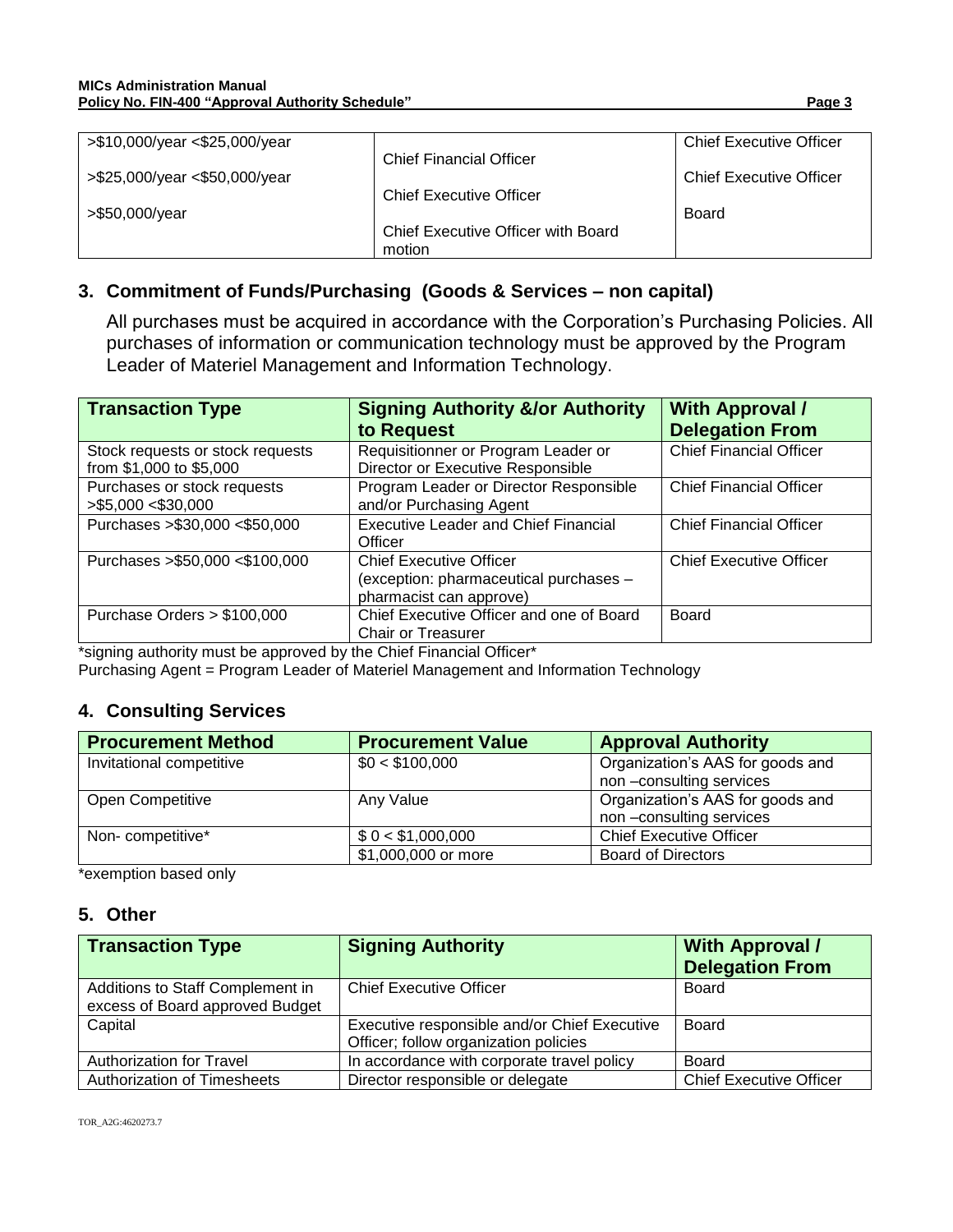| | | |
|---|---|---|
| >$10,000/year <$25,000/year | Chief Financial Officer | Chief Executive Officer |
| >$25,000/year <$50,000/year | Chief Executive Officer | Chief Executive Officer |
| >$50,000/year | Chief Executive Officer with Board motion | Board |

## 3. Commitment of Funds/Purchasing (Goods & Services – non capital)

All purchases must be acquired in accordance with the Corporation's Purchasing Policies. All purchases of information or communication technology must be approved by the Program Leader of Materiel Management and Information Technology.

| Transaction Type | Signing Authority &/or Authority to Request | With Approval / Delegation From |
|---|---|---|
| Stock requests or stock requests from $1,000 to $5,000 | Requisitionner or Program Leader or Director or Executive Responsible | Chief Financial Officer |
| Purchases or stock requests >$5,000 <$30,000 | Program Leader or Director Responsible and/or Purchasing Agent | Chief Financial Officer |
| Purchases >$30,000 <$50,000 | Executive Leader and Chief Financial Officer | Chief Financial Officer |
| Purchases >$50,000 <$100,000 | Chief Executive Officer (exception: pharmaceutical purchases – pharmacist can approve) | Chief Executive Officer |
| Purchase Orders > $100,000 | Chief Executive Officer and one of Board Chair or Treasurer | Board |

*signing authority must be approved by the Chief Financial Officer*

Purchasing Agent = Program Leader of Materiel Management and Information Technology

## 4. Consulting Services

| Procurement Method | Procurement Value | Approval Authority |
|---|---|---|
| Invitational competitive | $0 < $100,000 | Organization's AAS for goods and non –consulting services |
| Open Competitive | Any Value | Organization's AAS for goods and non –consulting services |
| Non- competitive* | $ 0 < $1,000,000 | Chief Executive Officer |
| | $1,000,000 or more | Board of Directors |

*exemption based only

## 5. Other

| Transaction Type | Signing Authority | With Approval / Delegation From |
|---|---|---|
| Additions to Staff Complement in excess of Board approved Budget | Chief Executive Officer | Board |
| Capital | Executive responsible and/or Chief Executive Officer; follow organization policies | Board |
| Authorization for Travel | In accordance with corporate travel policy | Board |
| Authorization of Timesheets | Director responsible or delegate | Chief Executive Officer |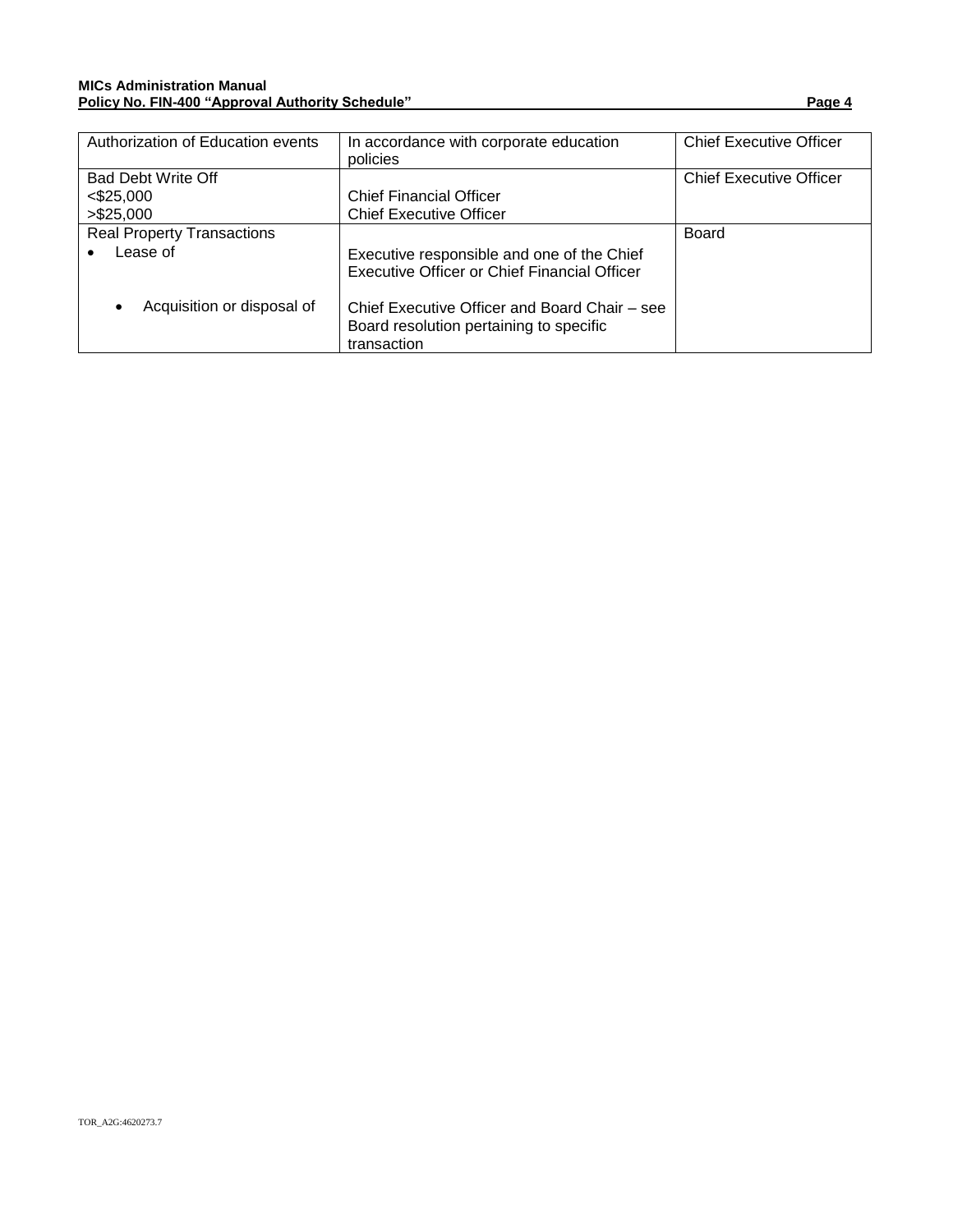| | | |
|---|---|---|
| Authorization of Education events | In accordance with corporate education policies | Chief Executive Officer |
| Bad Debt Write Off<br><$25,000<br>>$25,000 | <br>Chief Financial Officer<br>Chief Executive Officer | Chief Executive Officer |
| Real Property Transactions<br>• Lease of<br><br>• Acquisition or disposal of | <br>Executive responsible and one of the Chief Executive Officer or Chief Financial Officer<br><br>Chief Executive Officer and Board Chair – see Board resolution pertaining to specific transaction | Board |

TOR_A2G:4620273.7